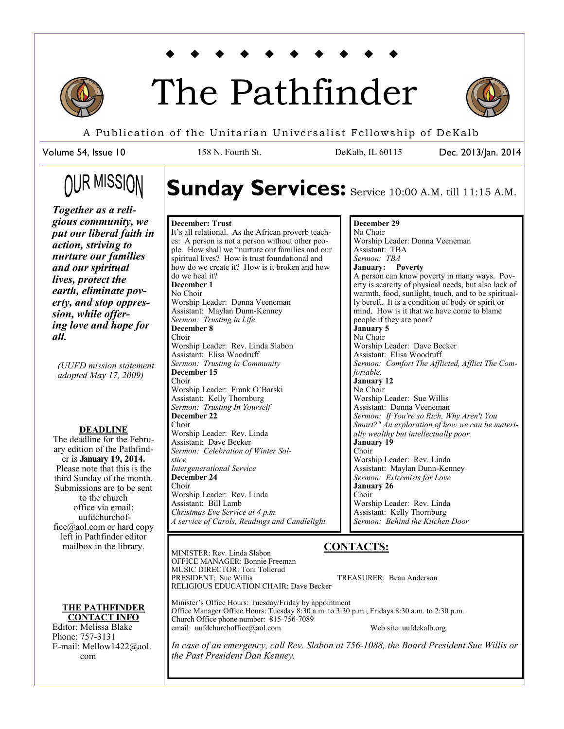# The Pathfinder

A Publication of the Unitarian Universalist Fellowship of DeKalb

Volume 54, Issue 10 | 158 N. Fourth St. | DeKalb, IL 60115 | Dec. 2013/Jan. 2014

## OUR MISSION

***Together as a religious community, we put our liberal faith in action, striving to nurture our families and our spiritual lives, protect the earth, eliminate poverty, and stop oppression, while offering love and hope for all.***

*(UUFD mission statement adopted May 17, 2009)*

**DEADLINE**

The deadline for the February edition of the Pathfinder is **January 19, 2014.** Please note that this is the third Sunday of the month. Submissions are to be sent to the church office via email: uufdchurchoffice@aol.com or hard copy left in Pathfinder editor mailbox in the library.

**THE PATHFINDER CONTACT INFO**

Editor: Melissa Blake
Phone: 757-3131
E-mail: Mellow1422@aol.com

# Sunday Services: Service 10:00 A.M. till 11:15 A.M.

**December: Trust**

It's all relational. As the African proverb teaches: A person is not a person without other people. How shall we "nurture our families and our spiritual lives? How is trust foundational and how do we create it? How is it broken and how do we heal it?

**December 1**
No Choir
Worship Leader: Donna Veeneman
Assistant: Maylan Dunn-Kenney
*Sermon: Trusting in Life*

**December 8**
Choir
Worship Leader: Rev. Linda Slabon
Assistant: Elisa Woodruff
*Sermon: Trusting in Community*

**December 15**
Choir
Worship Leader: Frank O'Barski
Assistant: Kelly Thornburg
*Sermon: Trusting In Yourself*

**December 22**
Choir
Worship Leader: Rev. Linda
Assistant: Dave Becker
*Sermon: Celebration of Winter Solstice*
*Intergenerational Service*

**December 24**
Choir
Worship Leader: Rev. Linda
Assistant: Bill Lamb
*Christmas Eve Service at 4 p.m.*
*A service of Carols, Readings and Candlelight*

**December 29**
No Choir
Worship Leader: Donna Veeneman
Assistant: TBA
*Sermon: TBA*

**January: Poverty**

A person can know poverty in many ways. Poverty is scarcity of physical needs, but also lack of warmth, food, sunlight, touch, and to be spiritually bereft. It is a condition of body or spirit or mind. How is it that we have come to blame people if they are poor?

**January 5**
No Choir
Worship Leader: Dave Becker
Assistant: Elisa Woodruff
*Sermon: Comfort The Afflicted, Afflict The Comfortable.*

**January 12**
No Choir
Worship Leader: Sue Willis
Assistant: Donna Veeneman
*Sermon: If You're so Rich, Why Aren't You Smart?" An exploration of how we can be materially wealthy but intellectually poor.*

**January 19**
Choir
Worship Leader: Rev. Linda
Assistant: Maylan Dunn-Kenney
*Sermon: Extremists for Love*

**January 26**
Choir
Worship Leader: Rev. Linda
Assistant: Kelly Thornburg
*Sermon: Behind the Kitchen Door*

## CONTACTS:

MINISTER: Rev. Linda Slabon
OFFICE MANAGER: Bonnie Freeman
MUSIC DIRECTOR: Toni Tollerud
PRESIDENT: Sue Willis
TREASURER: Beau Anderson
RELIGIOUS EDUCATION CHAIR: Dave Becker

Minister's Office Hours: Tuesday/Friday by appointment
Office Manager Office Hours: Tuesday 8:30 a.m. to 3:30 p.m.; Fridays 8:30 a.m. to 2:30 p.m.
Church Office phone number: 815-756-7089
email: uufdchurchoffice@aol.com
Web site: uufdekalb.org

*In case of an emergency, call Rev. Slabon at 756-1088, the Board President Sue Willis or the Past President Dan Kenney.*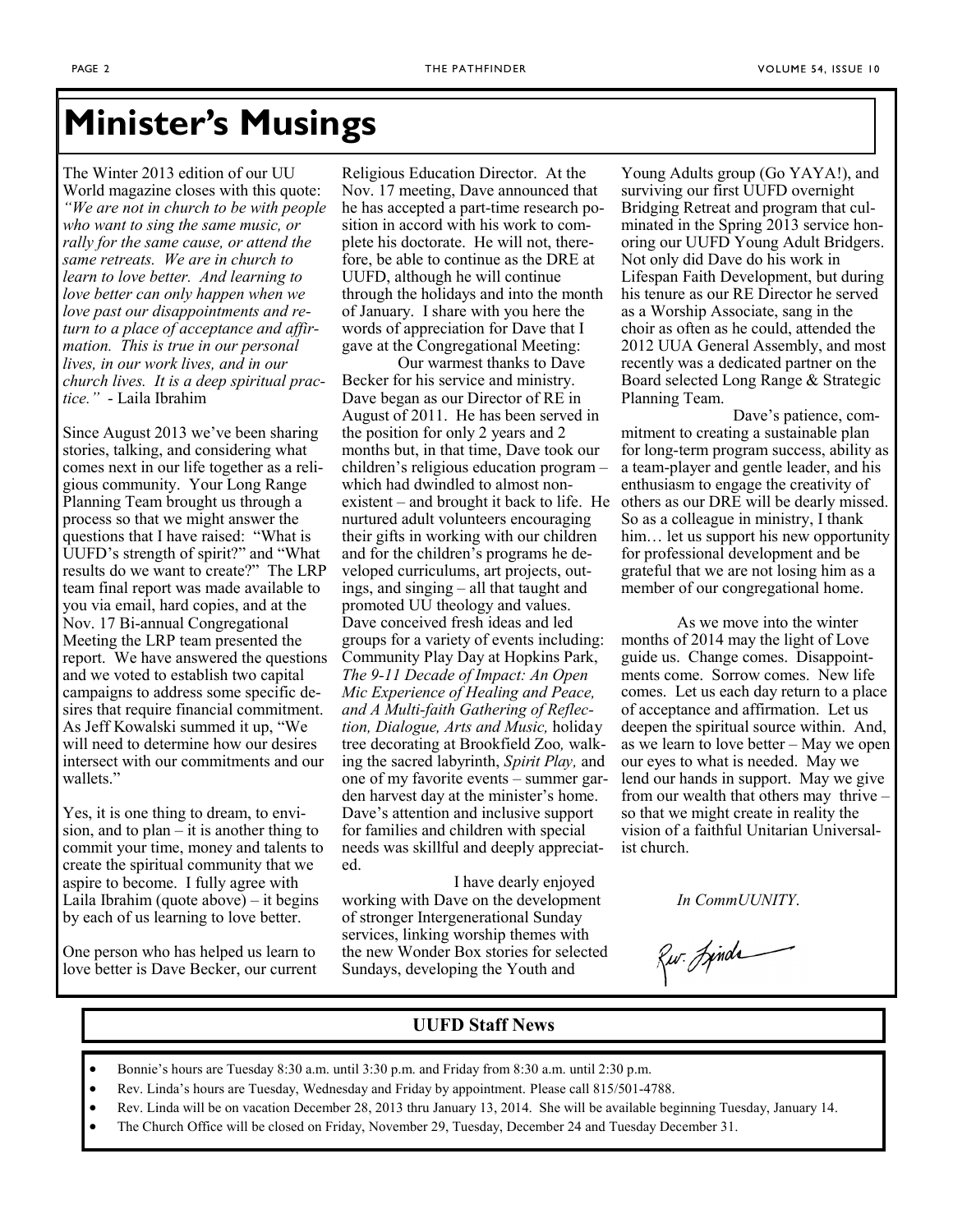# Minister's Musings

The Winter 2013 edition of our UU World magazine closes with this quote: *"We are not in church to be with people who want to sing the same music, or rally for the same cause, or attend the same retreats. We are in church to learn to love better. And learning to love better can only happen when we love past our disappointments and return to a place of acceptance and affirmation. This is true in our personal lives, in our work lives, and in our church lives. It is a deep spiritual practice."* - Laila Ibrahim

Since August 2013 we've been sharing stories, talking, and considering what comes next in our life together as a religious community. Your Long Range Planning Team brought us through a process so that we might answer the questions that I have raised: "What is UUFD's strength of spirit?" and "What results do we want to create?" The LRP team final report was made available to you via email, hard copies, and at the Nov. 17 Bi-annual Congregational Meeting the LRP team presented the report. We have answered the questions and we voted to establish two capital campaigns to address some specific desires that require financial commitment. As Jeff Kowalski summed it up, "We will need to determine how our desires intersect with our commitments and our wallets."

Yes, it is one thing to dream, to envision, and to plan – it is another thing to commit your time, money and talents to create the spiritual community that we aspire to become. I fully agree with Laila Ibrahim (quote above) – it begins by each of us learning to love better.

One person who has helped us learn to love better is Dave Becker, our current Religious Education Director. At the Nov. 17 meeting, Dave announced that he has accepted a part-time research position in accord with his work to complete his doctorate. He will not, therefore, be able to continue as the DRE at UUFD, although he will continue through the holidays and into the month of January. I share with you here the words of appreciation for Dave that I gave at the Congregational Meeting:

Our warmest thanks to Dave Becker for his service and ministry. Dave began as our Director of RE in August of 2011. He has been served in the position for only 2 years and 2 months but, in that time, Dave took our children's religious education program – which had dwindled to almost non-existent – and brought it back to life. He nurtured adult volunteers encouraging their gifts in working with our children and for the children's programs he developed curriculums, art projects, outings, and singing – all that taught and promoted UU theology and values. Dave conceived fresh ideas and led groups for a variety of events including: Community Play Day at Hopkins Park, *The 9-11 Decade of Impact: An Open Mic Experience of Healing and Peace, and A Multi-faith Gathering of Reflection, Dialogue, Arts and Music,* holiday tree decorating at Brookfield Zoo*,* walking the sacred labyrinth, *Spirit Play,* and one of my favorite events – summer garden harvest day at the minister's home. Dave's attention and inclusive support for families and children with special needs was skillful and deeply appreciated.

I have dearly enjoyed working with Dave on the development of stronger Intergenerational Sunday services, linking worship themes with the new Wonder Box stories for selected Sundays, developing the Youth and Young Adults group (Go YAYA!), and surviving our first UUFD overnight Bridging Retreat and program that culminated in the Spring 2013 service honoring our UUFD Young Adult Bridgers. Not only did Dave do his work in Lifespan Faith Development, but during his tenure as our RE Director he served as a Worship Associate, sang in the choir as often as he could, attended the 2012 UUA General Assembly, and most recently was a dedicated partner on the Board selected Long Range & Strategic Planning Team.

Dave's patience, commitment to creating a sustainable plan for long-term program success, ability as a team-player and gentle leader, and his enthusiasm to engage the creativity of others as our DRE will be dearly missed. So as a colleague in ministry, I thank him… let us support his new opportunity for professional development and be grateful that we are not losing him as a member of our congregational home.

As we move into the winter months of 2014 may the light of Love guide us. Change comes. Disappointments come. Sorrow comes. New life comes. Let us each day return to a place of acceptance and affirmation. Let us deepen the spiritual source within. And, as we learn to love better – May we open our eyes to what is needed. May we lend our hands in support. May we give from our wealth that others may thrive – so that we might create in reality the vision of a faithful Unitarian Universalist church.

*In CommUUNITY*.

Rev. Linda

## UUFD Staff News

- Bonnie's hours are Tuesday 8:30 a.m. until 3:30 p.m. and Friday from 8:30 a.m. until 2:30 p.m.
- Rev. Linda's hours are Tuesday, Wednesday and Friday by appointment. Please call 815/501-4788.
- Rev. Linda will be on vacation December 28, 2013 thru January 13, 2014. She will be available beginning Tuesday, January 14.
- The Church Office will be closed on Friday, November 29, Tuesday, December 24 and Tuesday December 31.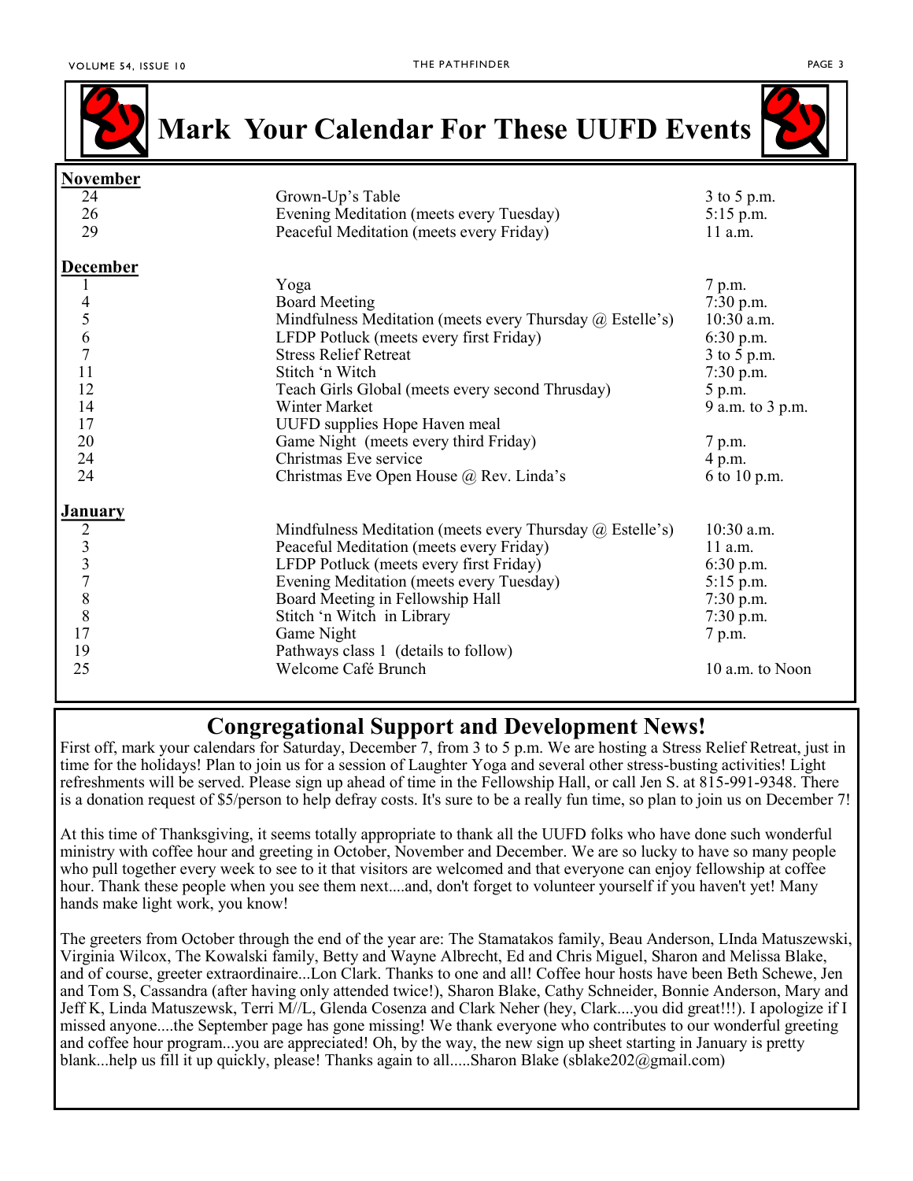# Mark Your Calendar For These UUFD Events

**November**

| | | |
|---|---|---|
| 24 | Grown-Up's Table | 3 to 5 p.m. |
| 26 | Evening Meditation (meets every Tuesday) | 5:15 p.m. |
| 29 | Peaceful Meditation (meets every Friday) | 11 a.m. |

**December**

| | | |
|---|---|---|
| 1 | Yoga | 7 p.m. |
| 4 | Board Meeting | 7:30 p.m. |
| 5 | Mindfulness Meditation (meets every Thursday @ Estelle's) | 10:30 a.m. |
| 6 | LFDP Potluck (meets every first Friday) | 6:30 p.m. |
| 7 | Stress Relief Retreat | 3 to 5 p.m. |
| 11 | Stitch 'n Witch | 7:30 p.m. |
| 12 | Teach Girls Global (meets every second Thrusday) | 5 p.m. |
| 14 | Winter Market | 9 a.m. to 3 p.m. |
| 17 | UUFD supplies Hope Haven meal | |
| 20 | Game Night (meets every third Friday) | 7 p.m. |
| 24 | Christmas Eve service | 4 p.m. |
| 24 | Christmas Eve Open House @ Rev. Linda's | 6 to 10 p.m. |

**January**

| | | |
|---|---|---|
| 2 | Mindfulness Meditation (meets every Thursday @ Estelle's) | 10:30 a.m. |
| 3 | Peaceful Meditation (meets every Friday) | 11 a.m. |
| 3 | LFDP Potluck (meets every first Friday) | 6:30 p.m. |
| 7 | Evening Meditation (meets every Tuesday) | 5:15 p.m. |
| 8 | Board Meeting in Fellowship Hall | 7:30 p.m. |
| 8 | Stitch 'n Witch in Library | 7:30 p.m. |
| 17 | Game Night | 7 p.m. |
| 19 | Pathways class 1 (details to follow) | |
| 25 | Welcome Café Brunch | 10 a.m. to Noon |

## Congregational Support and Development News!

First off, mark your calendars for Saturday, December 7, from 3 to 5 p.m. We are hosting a Stress Relief Retreat, just in time for the holidays! Plan to join us for a session of Laughter Yoga and several other stress-busting activities! Light refreshments will be served. Please sign up ahead of time in the Fellowship Hall, or call Jen S. at 815-991-9348. There is a donation request of $5/person to help defray costs. It's sure to be a really fun time, so plan to join us on December 7!

At this time of Thanksgiving, it seems totally appropriate to thank all the UUFD folks who have done such wonderful ministry with coffee hour and greeting in October, November and December. We are so lucky to have so many people who pull together every week to see to it that visitors are welcomed and that everyone can enjoy fellowship at coffee hour. Thank these people when you see them next....and, don't forget to volunteer yourself if you haven't yet! Many hands make light work, you know!

The greeters from October through the end of the year are: The Stamatakos family, Beau Anderson, LInda Matuszewski, Virginia Wilcox, The Kowalski family, Betty and Wayne Albrecht, Ed and Chris Miguel, Sharon and Melissa Blake, and of course, greeter extraordinaire...Lon Clark. Thanks to one and all! Coffee hour hosts have been Beth Schewe, Jen and Tom S, Cassandra (after having only attended twice!), Sharon Blake, Cathy Schneider, Bonnie Anderson, Mary and Jeff K, Linda Matuszewsk, Terri M//L, Glenda Cosenza and Clark Neher (hey, Clark....you did great!!!). I apologize if I missed anyone....the September page has gone missing! We thank everyone who contributes to our wonderful greeting and coffee hour program...you are appreciated! Oh, by the way, the new sign up sheet starting in January is pretty blank...help us fill it up quickly, please! Thanks again to all.....Sharon Blake (sblake202@gmail.com)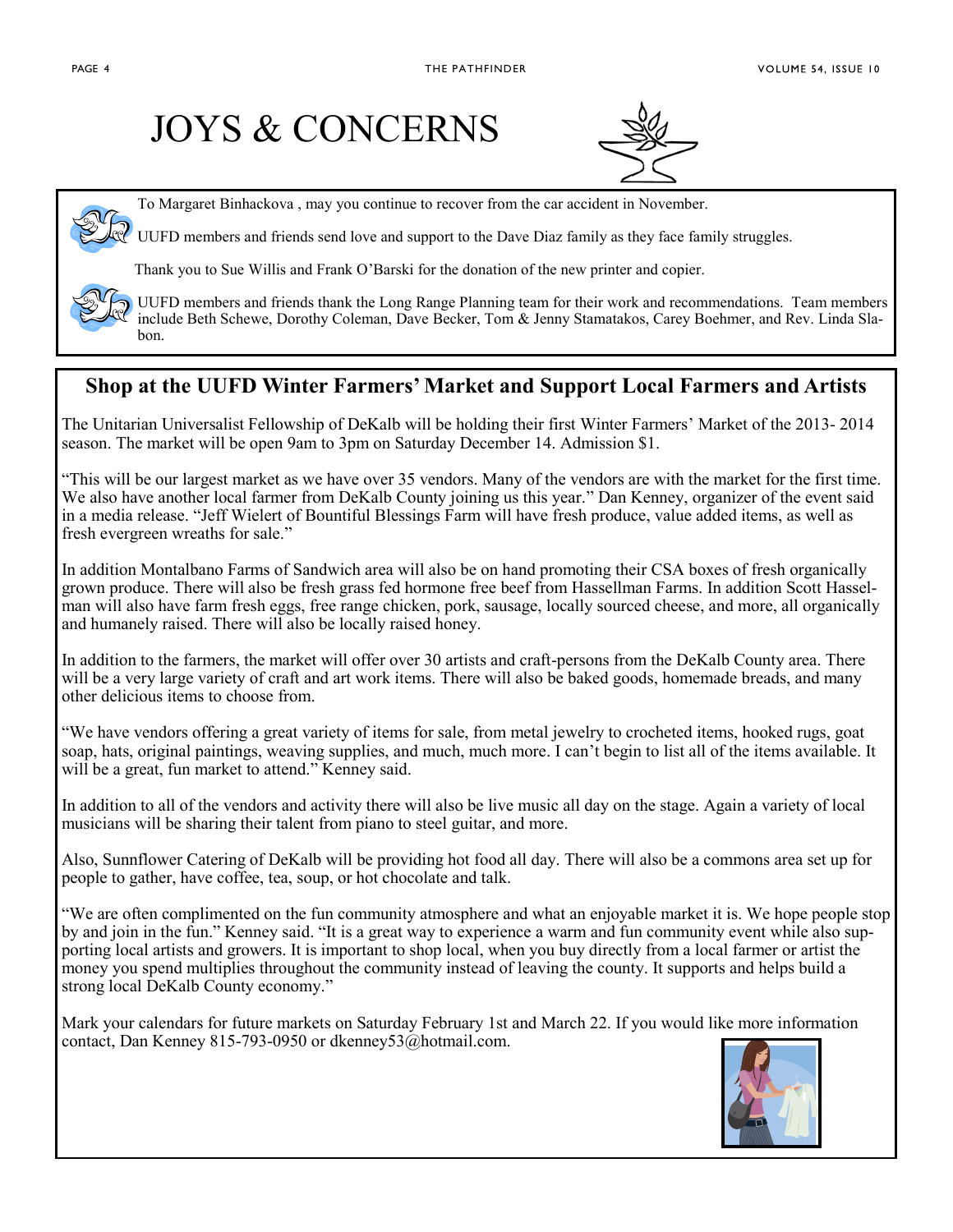# JOYS & CONCERNS

To Margaret Binhackova , may you continue to recover from the car accident in November.

UUFD members and friends send love and support to the Dave Diaz family as they face family struggles.

Thank you to Sue Willis and Frank O'Barski for the donation of the new printer and copier.

UUFD members and friends thank the Long Range Planning team for their work and recommendations. Team members include Beth Schewe, Dorothy Coleman, Dave Becker, Tom & Jenny Stamatakos, Carey Boehmer, and Rev. Linda Slabon.

## Shop at the UUFD Winter Farmers' Market and Support Local Farmers and Artists

The Unitarian Universalist Fellowship of DeKalb will be holding their first Winter Farmers' Market of the 2013- 2014 season. The market will be open 9am to 3pm on Saturday December 14. Admission $1.

"This will be our largest market as we have over 35 vendors. Many of the vendors are with the market for the first time. We also have another local farmer from DeKalb County joining us this year." Dan Kenney, organizer of the event said in a media release. "Jeff Wielert of Bountiful Blessings Farm will have fresh produce, value added items, as well as fresh evergreen wreaths for sale."

In addition Montalbano Farms of Sandwich area will also be on hand promoting their CSA boxes of fresh organically grown produce. There will also be fresh grass fed hormone free beef from Hassellman Farms. In addition Scott Hasselman will also have farm fresh eggs, free range chicken, pork, sausage, locally sourced cheese, and more, all organically and humanely raised. There will also be locally raised honey.

In addition to the farmers, the market will offer over 30 artists and craft-persons from the DeKalb County area. There will be a very large variety of craft and art work items. There will also be baked goods, homemade breads, and many other delicious items to choose from.

"We have vendors offering a great variety of items for sale, from metal jewelry to crocheted items, hooked rugs, goat soap, hats, original paintings, weaving supplies, and much, much more. I can't begin to list all of the items available. It will be a great, fun market to attend." Kenney said.

In addition to all of the vendors and activity there will also be live music all day on the stage. Again a variety of local musicians will be sharing their talent from piano to steel guitar, and more.

Also, Sunnflower Catering of DeKalb will be providing hot food all day. There will also be a commons area set up for people to gather, have coffee, tea, soup, or hot chocolate and talk.

"We are often complimented on the fun community atmosphere and what an enjoyable market it is. We hope people stop by and join in the fun." Kenney said. "It is a great way to experience a warm and fun community event while also supporting local artists and growers. It is important to shop local, when you buy directly from a local farmer or artist the money you spend multiplies throughout the community instead of leaving the county. It supports and helps build a strong local DeKalb County economy."

Mark your calendars for future markets on Saturday February 1st and March 22. If you would like more information contact, Dan Kenney 815-793-0950 or dkenney53@hotmail.com.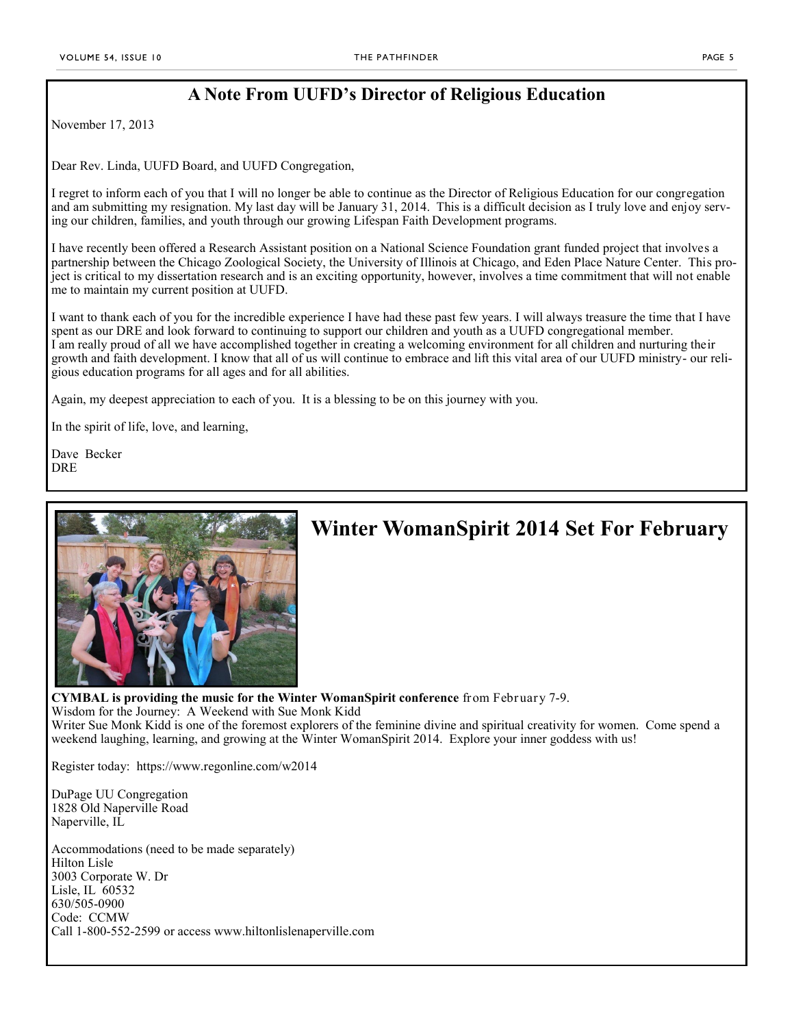## A Note From UUFD's Director of Religious Education

November 17, 2013

Dear Rev. Linda, UUFD Board, and UUFD Congregation,

I regret to inform each of you that I will no longer be able to continue as the Director of Religious Education for our congregation and am submitting my resignation. My last day will be January 31, 2014. This is a difficult decision as I truly love and enjoy serving our children, families, and youth through our growing Lifespan Faith Development programs.

I have recently been offered a Research Assistant position on a National Science Foundation grant funded project that involves a partnership between the Chicago Zoological Society, the University of Illinois at Chicago, and Eden Place Nature Center. This project is critical to my dissertation research and is an exciting opportunity, however, involves a time commitment that will not enable me to maintain my current position at UUFD.

I want to thank each of you for the incredible experience I have had these past few years. I will always treasure the time that I have spent as our DRE and look forward to continuing to support our children and youth as a UUFD congregational member.
I am really proud of all we have accomplished together in creating a welcoming environment for all children and nurturing their growth and faith development. I know that all of us will continue to embrace and lift this vital area of our UUFD ministry- our religious education programs for all ages and for all abilities.

Again, my deepest appreciation to each of you. It is a blessing to be on this journey with you.

In the spirit of life, love, and learning,

Dave Becker
DRE

## Winter WomanSpirit 2014 Set For February

**CYMBAL is providing the music for the Winter WomanSpirit conference** from February 7-9.
Wisdom for the Journey: A Weekend with Sue Monk Kidd
Writer Sue Monk Kidd is one of the foremost explorers of the feminine divine and spiritual creativity for women. Come spend a weekend laughing, learning, and growing at the Winter WomanSpirit 2014. Explore your inner goddess with us!

Register today: https://www.regonline.com/w2014

DuPage UU Congregation
1828 Old Naperville Road
Naperville, IL

Accommodations (need to be made separately)
Hilton Lisle
3003 Corporate W. Dr
Lisle, IL 60532
630/505-0900
Code: CCMW
Call 1-800-552-2599 or access www.hiltonlislenaperville.com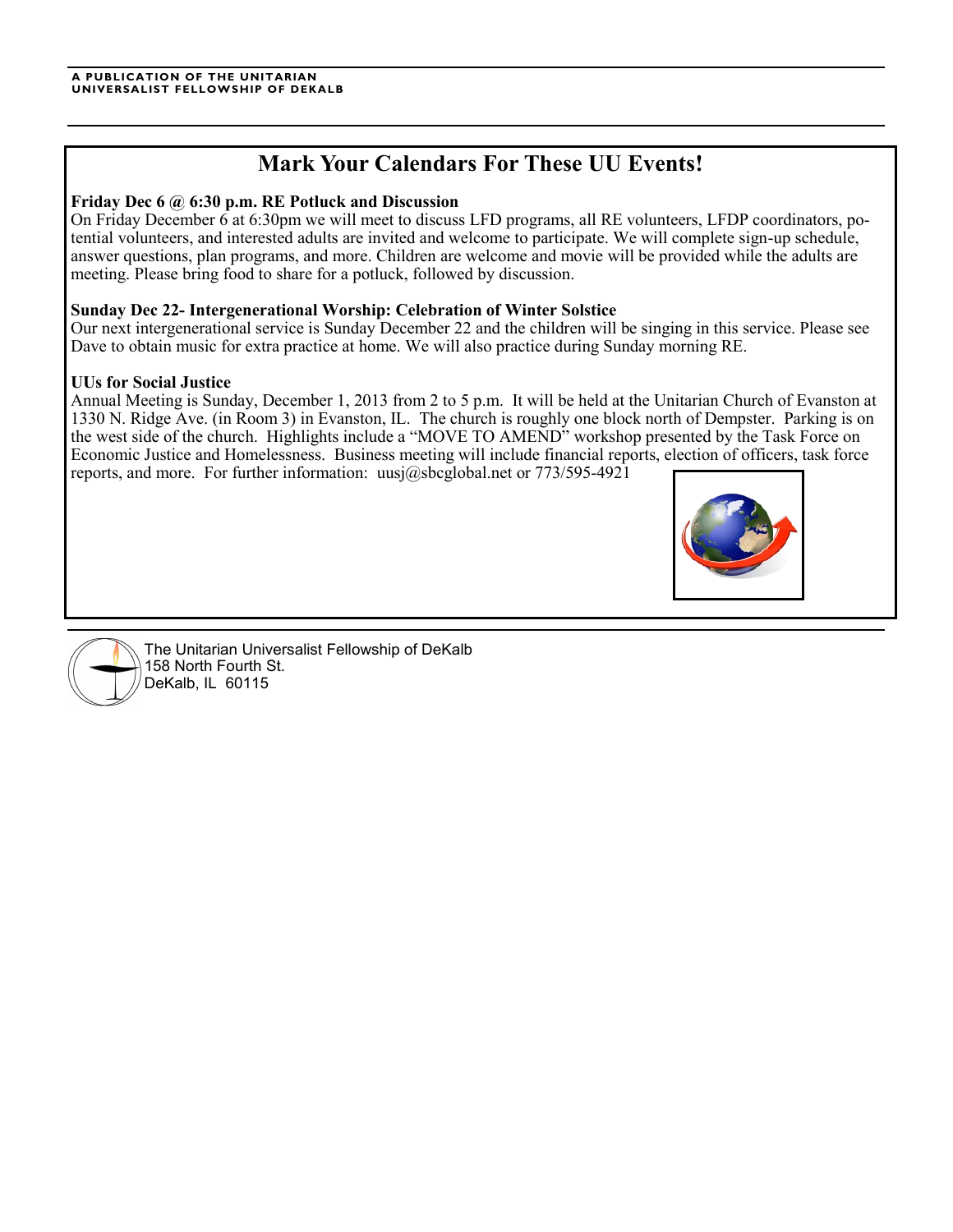## Mark Your Calendars For These UU Events!

**Friday Dec 6 @ 6:30 p.m. RE Potluck and Discussion**

On Friday December 6 at 6:30pm we will meet to discuss LFD programs, all RE volunteers, LFDP coordinators, potential volunteers, and interested adults are invited and welcome to participate. We will complete sign-up schedule, answer questions, plan programs, and more. Children are welcome and movie will be provided while the adults are meeting. Please bring food to share for a potluck, followed by discussion.

**Sunday Dec 22- Intergenerational Worship: Celebration of Winter Solstice**

Our next intergenerational service is Sunday December 22 and the children will be singing in this service. Please see Dave to obtain music for extra practice at home. We will also practice during Sunday morning RE.

**UUs for Social Justice**

Annual Meeting is Sunday, December 1, 2013 from 2 to 5 p.m. It will be held at the Unitarian Church of Evanston at 1330 N. Ridge Ave. (in Room 3) in Evanston, IL. The church is roughly one block north of Dempster. Parking is on the west side of the church. Highlights include a "MOVE TO AMEND" workshop presented by the Task Force on Economic Justice and Homelessness. Business meeting will include financial reports, election of officers, task force reports, and more. For further information: uusj@sbcglobal.net or 773/595-4921

The Unitarian Universalist Fellowship of DeKalb
158 North Fourth St.
DeKalb, IL 60115